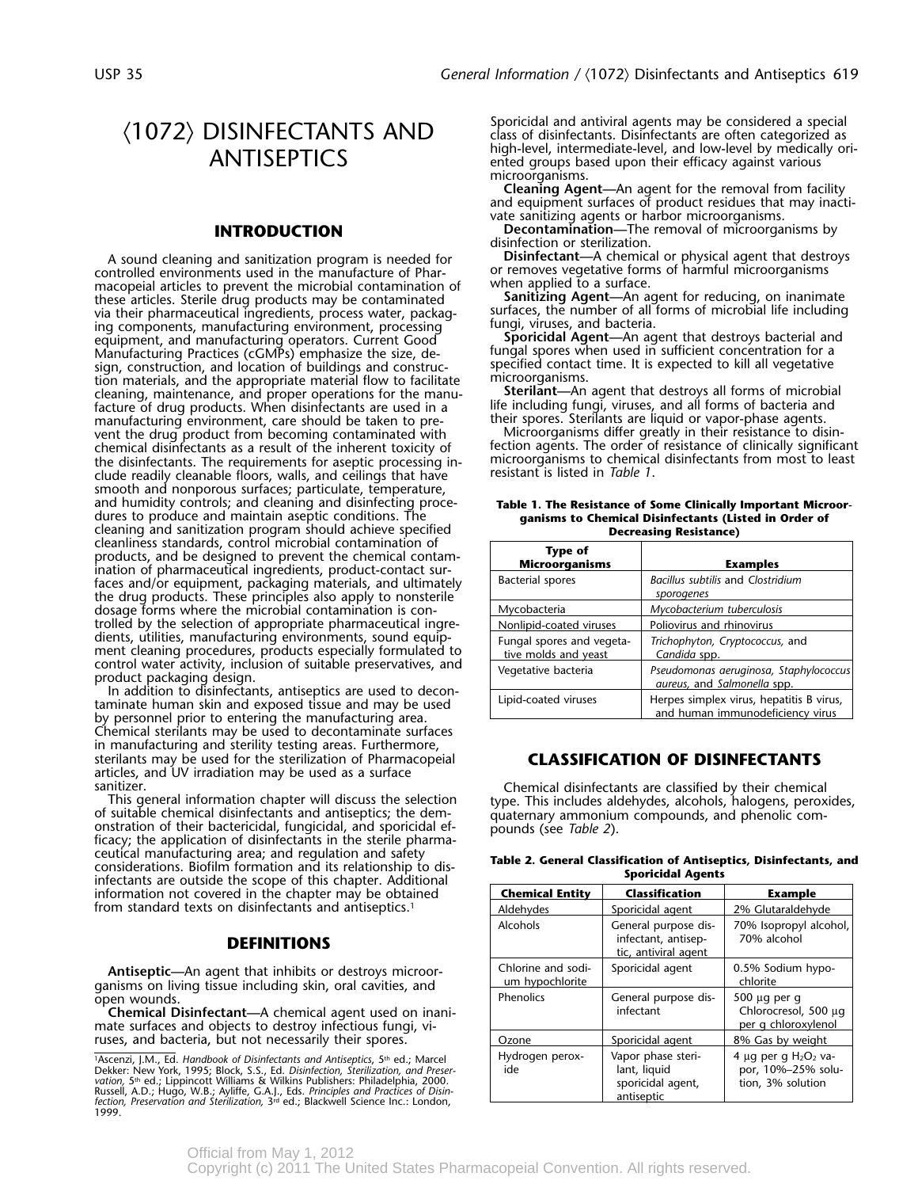# ⟨1072⟩ DISINFECTANTS AND ANTISEPTICS

## INTRODUCTION

A sound cleaning and sanitization program is needed for controlled environments used in the manufacture of Pharmacopeial articles to prevent the microbial contamination of these articles. Sterile drug products may be contaminated via their pharmaceutical ingredients, process water, packaging components, manufacturing environment, processing equipment, and manufacturing operators. Current Good Manufacturing Practices (cGMPs) emphasize the size, design, construction, and location of buildings and construction materials, and the appropriate material flow to facilitate cleaning, maintenance, and proper operations for the manufacture of drug products. When disinfectants are used in a manufacturing environment, care should be taken to prevent the drug product from becoming contaminated with chemical disinfectants as a result of the inherent toxicity of the disinfectants. The requirements for aseptic processing include readily cleanable floors, walls, and ceilings that have smooth and nonporous surfaces; particulate, temperature, and humidity controls; and cleaning and disinfecting procedures to produce and maintain aseptic conditions. The cleaning and sanitization program should achieve specified cleanliness standards, control microbial contamination of products, and be designed to prevent the chemical contamination of pharmaceutical ingredients, product-contact surfaces and/or equipment, packaging materials, and ultimately the drug products. These principles also apply to nonsterile dosage forms where the microbial contamination is controlled by the selection of appropriate pharmaceutical ingredients, utilities, manufacturing environments, sound equipment cleaning procedures, products especially formulated to control water activity, inclusion of suitable preservatives, and product packaging design.

In addition to disinfectants, antiseptics are used to decontaminate human skin and exposed tissue and may be used by personnel prior to entering the manufacturing area. Chemical sterilants may be used to decontaminate surfaces in manufacturing and sterility testing areas. Furthermore, sterilants may be used for the sterilization of Pharmacopeial articles, and UV irradiation may be used as a surface sanitizer.

This general information chapter will discuss the selection of suitable chemical disinfectants and antiseptics; the demonstration of their bactericidal, fungicidal, and sporicidal efficacy; the application of disinfectants in the sterile pharmaceutical manufacturing area; and regulation and safety considerations. Biofilm formation and its relationship to disinfectants are outside the scope of this chapter. Additional information not covered in the chapter may be obtained from standard texts on disinfectants and antiseptics.[1]

## DEFINITIONS

**Antiseptic**—An agent that inhibits or destroys microorganisms on living tissue including skin, oral cavities, and open wounds.

**Chemical Disinfectant**—A chemical agent used on inanimate surfaces and objects to destroy infectious fungi, viruses, and bacteria, but not necessarily their spores. Sporicidal and antiviral agents may be considered a special class of disinfectants. Disinfectants are often categorized as high-level, intermediate-level, and low-level by medically oriented groups based upon their efficacy against various microorganisms.

**Cleaning Agent**—An agent for the removal from facility and equipment surfaces of product residues that may inactivate sanitizing agents or harbor microorganisms.

**Decontamination**—The removal of microorganisms by disinfection or sterilization.

**Disinfectant**—A chemical or physical agent that destroys or removes vegetative forms of harmful microorganisms when applied to a surface.

**Sanitizing Agent**—An agent for reducing, on inanimate surfaces, the number of all forms of microbial life including fungi, viruses, and bacteria.

**Sporicidal Agent**—An agent that destroys bacterial and fungal spores when used in sufficient concentration for a specified contact time. It is expected to kill all vegetative microorganisms.

**Sterilant**—An agent that destroys all forms of microbial life including fungi, viruses, and all forms of bacteria and their spores. Sterilants are liquid or vapor-phase agents.

Microorganisms differ greatly in their resistance to disinfection agents. The order of resistance of clinically significant microorganisms to chemical disinfectants from most to least resistant is listed in *Table 1*.

**Table 1. The Resistance of Some Clinically Important Microorganisms to Chemical Disinfectants (Listed in Order of Decreasing Resistance)**

| Type of Microorganisms | Examples |
|---|---|
| Bacterial spores | *Bacillus subtilis* and *Clostridium sporogenes* |
| Mycobacteria | *Mycobacterium tuberculosis* |
| Nonlipid-coated viruses | Poliovirus and rhinovirus |
| Fungal spores and vegetative molds and yeast | *Trichophyton*, *Cryptococcus*, and *Candida* spp. |
| Vegetative bacteria | *Pseudomonas aeruginosa*, *Staphylococcus aureus*, and *Salmonella* spp. |
| Lipid-coated viruses | Herpes simplex virus, hepatitis B virus, and human immunodeficiency virus |

## CLASSIFICATION OF DISINFECTANTS

Chemical disinfectants are classified by their chemical type. This includes aldehydes, alcohols, halogens, peroxides, quaternary ammonium compounds, and phenolic compounds (see *Table 2*).

**Table 2. General Classification of Antiseptics, Disinfectants, and Sporicidal Agents**

| Chemical Entity | Classification | Example |
|---|---|---|
| Aldehydes | Sporicidal agent | 2% Glutaraldehyde |
| Alcohols | General purpose disinfectant, antiseptic, antiviral agent | 70% Isopropyl alcohol, 70% alcohol |
| Chlorine and sodium hypochlorite | Sporicidal agent | 0.5% Sodium hypochlorite |
| Phenolics | General purpose disinfectant | 500 µg per g Chlorocresol, 500 µg per g chloroxylenol |
| Ozone | Sporicidal agent | 8% Gas by weight |
| Hydrogen peroxide | Vapor phase sterilant, liquid sporicidal agent, antiseptic | 4 µg per g $H_2O_2$ vapor, 10%–25% solution, 3% solution |

[1]Ascenzi, J.M., Ed. *Handbook of Disinfectants and Antiseptics*, 5th ed.; Marcel Dekker: New York, 1995; Block, S.S., Ed. *Disinfection, Sterilization, and Preservation*, 5th ed.; Lippincott Williams & Wilkins Publishers: Philadelphia, 2000. Russell, A.D.; Hugo, W.B.; Ayliffe, G.A.J., Eds. *Principles and Practices of Disinfection, Preservation and Sterilization*, 3rd ed.; Blackwell Science Inc.: London, 1999.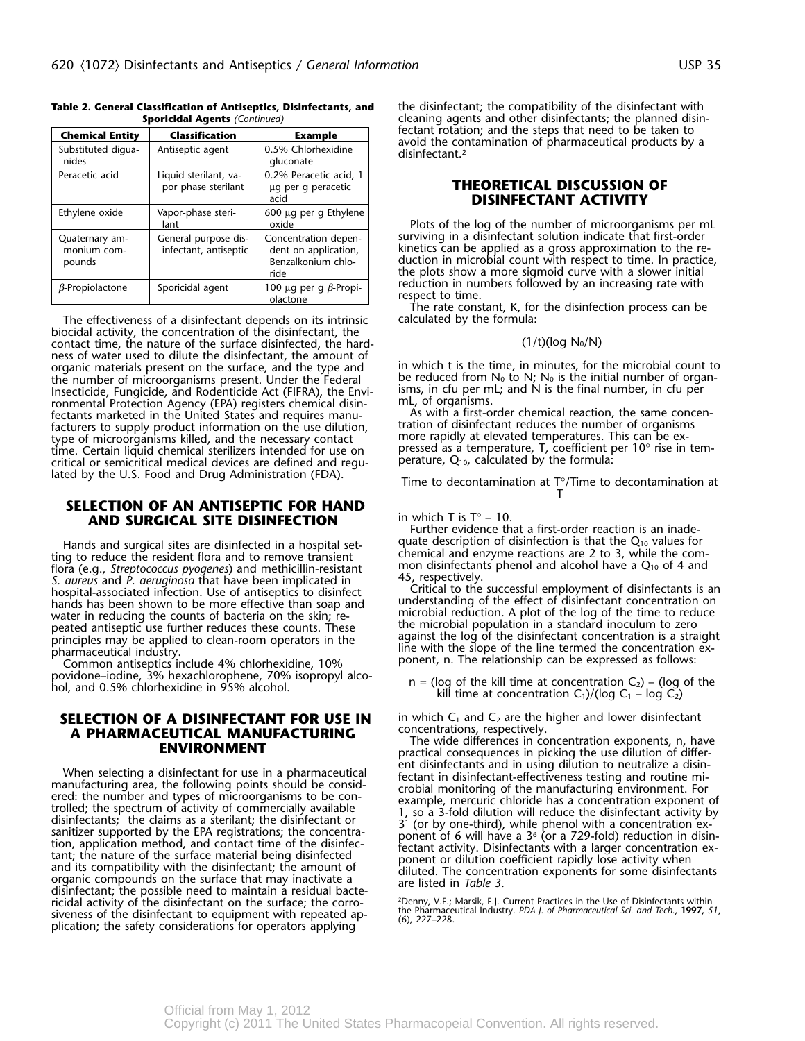**Table 2. General Classification of Antiseptics, Disinfectants, and Sporicidal Agents** *(Continued)*

| Chemical Entity | Classification | Example |
|---|---|---|
| Substituted diguanides | Antiseptic agent | 0.5% Chlorhexidine gluconate |
| Peracetic acid | Liquid sterilant, vapor phase sterilant | 0.2% Peracetic acid, 1 µg per g peracetic acid |
| Ethylene oxide | Vapor-phase sterilant | 600 µg per g Ethylene oxide |
| Quaternary ammonium compounds | General purpose disinfectant, antiseptic | Concentration dependent on application, Benzalkonium chloride |
| β-Propiolactone | Sporicidal agent | 100 µg per g β-Propiolactone |

The effectiveness of a disinfectant depends on its intrinsic biocidal activity, the concentration of the disinfectant, the contact time, the nature of the surface disinfected, the hardness of water used to dilute the disinfectant, the amount of organic materials present on the surface, and the type and the number of microorganisms present. Under the Federal Insecticide, Fungicide, and Rodenticide Act (FIFRA), the Environmental Protection Agency (EPA) registers chemical disinfectants marketed in the United States and requires manufacturers to supply product information on the use dilution, type of microorganisms killed, and the necessary contact time. Certain liquid chemical sterilizers intended for use on critical or semicritical medical devices are defined and regulated by the U.S. Food and Drug Administration (FDA).

## SELECTION OF AN ANTISEPTIC FOR HAND AND SURGICAL SITE DISINFECTION

Hands and surgical sites are disinfected in a hospital setting to reduce the resident flora and to remove transient flora (e.g., *Streptococcus pyogenes*) and methicillin-resistant *S. aureus* and *P. aeruginosa* that have been implicated in hospital-associated infection. Use of antiseptics to disinfect hands has been shown to be more effective than soap and water in reducing the counts of bacteria on the skin; repeated antiseptic use further reduces these counts. These principles may be applied to clean-room operators in the pharmaceutical industry.

Common antiseptics include 4% chlorhexidine, 10% povidone–iodine, 3% hexachlorophene, 70% isopropyl alcohol, and 0.5% chlorhexidine in 95% alcohol.

## SELECTION OF A DISINFECTANT FOR USE IN A PHARMACEUTICAL MANUFACTURING ENVIRONMENT

When selecting a disinfectant for use in a pharmaceutical manufacturing area, the following points should be considered: the number and types of microorganisms to be controlled; the spectrum of activity of commercially available disinfectants; the claims as a sterilant; the disinfectant or sanitizer supported by the EPA registrations; the concentration, application method, and contact time of the disinfectant; the nature of the surface material being disinfected and its compatibility with the disinfectant; the amount of organic compounds on the surface that may inactivate a disinfectant; the possible need to maintain a residual bactericidal activity of the disinfectant on the surface; the corrosiveness of the disinfectant to equipment with repeated application; the safety considerations for operators applying the disinfectant; the compatibility of the disinfectant with cleaning agents and other disinfectants; the planned disinfectant rotation; and the steps that need to be taken to avoid the contamination of pharmaceutical products by a disinfectant.[2]

## THEORETICAL DISCUSSION OF DISINFECTANT ACTIVITY

Plots of the log of the number of microorganisms per mL surviving in a disinfectant solution indicate that first-order kinetics can be applied as a gross approximation to the reduction in microbial count with respect to time. In practice, the plots show a more sigmoid curve with a slower initial reduction in numbers followed by an increasing rate with respect to time.

The rate constant, K, for the disinfection process can be calculated by the formula:

$$(1/t)(\log N_0/N)$$

in which t is the time, in minutes, for the microbial count to be reduced from $N_0$ to N; $N_0$ is the initial number of organisms, in cfu per mL; and N is the final number, in cfu per mL, of organisms.

As with a first-order chemical reaction, the same concentration of disinfectant reduces the number of organisms more rapidly at elevated temperatures. This can be expressed as a temperature, T, coefficient per 10° rise in temperature, $Q_{10}$, calculated by the formula:

$$\text{Time to decontamination at } T°/\text{Time to decontamination at } T$$

in which T is T° – 10.

Further evidence that a first-order reaction is an inadequate description of disinfection is that the $Q_{10}$ values for chemical and enzyme reactions are 2 to 3, while the common disinfectants phenol and alcohol have a $Q_{10}$ of 4 and 45, respectively.

Critical to the successful employment of disinfectants is an understanding of the effect of disinfectant concentration on microbial reduction. A plot of the log of the time to reduce the microbial population in a standard inoculum to zero against the log of the disinfectant concentration is a straight line with the slope of the line termed the concentration exponent, n. The relationship can be expressed as follows:

$$n = (\log \text{ of the kill time at concentration } C_2) - (\log \text{ of the kill time at concentration } C_1)/(\log C_1 - \log C_2)$$

in which $C_1$ and $C_2$ are the higher and lower disinfectant concentrations, respectively.

The wide differences in concentration exponents, n, have practical consequences in picking the use dilution of different disinfectants and in using dilution to neutralize a disinfectant in disinfectant-effectiveness testing and routine microbial monitoring of the manufacturing environment. For example, mercuric chloride has a concentration exponent of 1, so a 3-fold dilution will reduce the disinfectant activity by $3^1$ (or by one-third), while phenol with a concentration exponent of 6 will have a $3^6$ (or a 729-fold) reduction in disinfectant activity. Disinfectants with a larger concentration exponent or dilution coefficient rapidly lose activity when diluted. The concentration exponents for some disinfectants are listed in *Table 3*.

---

[2] Denny, V.F.; Marsik, F.J. Current Practices in the Use of Disinfectants within the Pharmaceutical Industry. *PDA J. of Pharmaceutical Sci. and Tech.*, **1997**, *51*, (6), 227–228.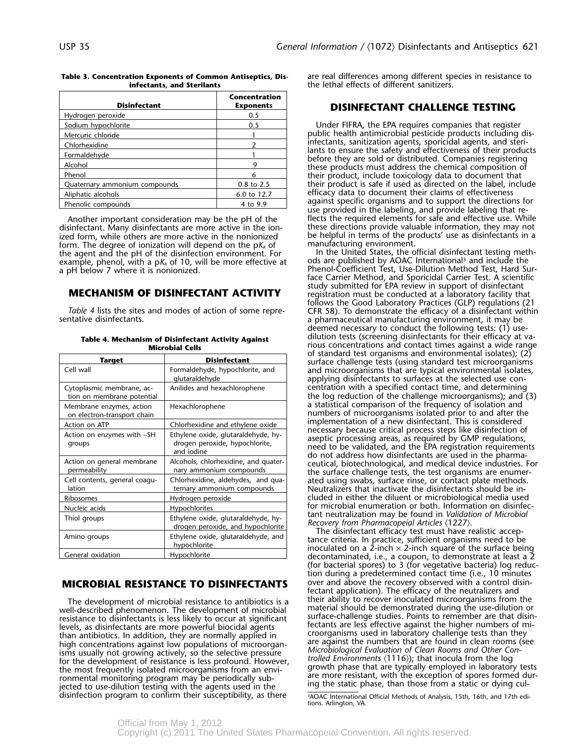**Table 3. Concentration Exponents of Common Antiseptics, Disinfectants, and Sterilants**

| Disinfectant | Concentration Exponents |
|---|---|
| Hydrogen peroxide | 0.5 |
| Sodium hypochlorite | 0.5 |
| Mercuric chloride | 1 |
| Chlorhexidine | 2 |
| Formaldehyde | 1 |
| Alcohol | 9 |
| Phenol | 6 |
| Quaternary ammonium compounds | 0.8 to 2.5 |
| Aliphatic alcohols | 6.0 to 12.7 |
| Phenolic compounds | 4 to 9.9 |

Another important consideration may be the pH of the disinfectant. Many disinfectants are more active in the ionized form, while others are more active in the nonionized form. The degree of ionization will depend on the p$K_a$ of the agent and the pH of the disinfection environment. For example, phenol, with a p$K_a$ of 10, will be more effective at a pH below 7 where it is nonionized.

## MECHANISM OF DISINFECTANT ACTIVITY

*Table 4* lists the sites and modes of action of some representative disinfectants.

**Table 4. Mechanism of Disinfectant Activity Against Microbial Cells**

| Target | Disinfectant |
|---|---|
| Cell wall | Formaldehyde, hypochlorite, and glutaraldehyde |
| Cytoplasmic membrane, action on membrane potential | Anilides and hexachlorophene |
| Membrane enzymes, action on electron-transport chain | Hexachlorophene |
| Action on ATP | Chlorhexidine and ethylene oxide |
| Action on enzymes with –SH groups | Ethylene oxide, glutaraldehyde, hydrogen peroxide, hypochlorite, and iodine |
| Action on general membrane permeability | Alcohols, chlorhexidine, and quaternary ammonium compounds |
| Cell contents, general coagulation | Chlorhexidine, aldehydes, and quaternary ammonium compounds |
| Ribosomes | Hydrogen peroxide |
| Nucleic acids | Hypochlorites |
| Thiol groups | Ethylene oxide, glutaraldehyde, hydrogen peroxide, and hypochlorite |
| Amino groups | Ethylene oxide, glutaraldehyde, and hypochlorite |
| General oxidation | Hypochlorite |

## MICROBIAL RESISTANCE TO DISINFECTANTS

The development of microbial resistance to antibiotics is a well-described phenomenon. The development of microbial resistance to disinfectants is less likely to occur at significant levels, as disinfectants are more powerful biocidal agents than antibiotics. In addition, they are normally applied in high concentrations against low populations of microorganisms usually not growing actively, so the selective pressure for the development of resistance is less profound. However, the most frequently isolated microorganisms from an environmental monitoring program may be periodically subjected to use-dilution testing with the agents used in the disinfection program to confirm their susceptibility, as there are real differences among different species in resistance to the lethal effects of different sanitizers.

## DISINFECTANT CHALLENGE TESTING

Under FIFRA, the EPA requires companies that register public health antimicrobial pesticide products including disinfectants, sanitization agents, sporicidal agents, and sterilants to ensure the safety and effectiveness of their products before they are sold or distributed. Companies registering these products must address the chemical composition of their product, include toxicology data to document that their product is safe if used as directed on the label, include efficacy data to document their claims of effectiveness against specific organisms and to support the directions for use provided in the labeling, and provide labeling that reflects the required elements for safe and effective use. While these directions provide valuable information, they may not be helpful in terms of the products' use as disinfectants in a manufacturing environment.

In the United States, the official disinfectant testing methods are published by AOAC International[3] and include the Phenol-Coefficient Test, Use-Dilution Method Test, Hard Surface Carrier Method, and Sporicidal Carrier Test. A scientific study submitted for EPA review in support of disinfectant registration must be conducted at a laboratory facility that follows the Good Laboratory Practices (GLP) regulations (21 CFR 58). To demonstrate the efficacy of a disinfectant within a pharmaceutical manufacturing environment, it may be deemed necessary to conduct the following tests: (1) use-dilution tests (screening disinfectants for their efficacy at various concentrations and contact times against a wide range of standard test organisms and environmental isolates); (2) surface challenge tests (using standard test microorganisms and microorganisms that are typical environmental isolates, applying disinfectants to surfaces at the selected use concentration with a specified contact time, and determining the log reduction of the challenge microorganisms); and (3) a statistical comparison of the frequency of isolation and numbers of microorganisms isolated prior to and after the implementation of a new disinfectant. This is considered necessary because critical process steps like disinfection of aseptic processing areas, as required by GMP regulations, need to be validated, and the EPA registration requirements do not address how disinfectants are used in the pharmaceutical, biotechnological, and medical device industries. For the surface challenge tests, the test organisms are enumerated using swabs, surface rinse, or contact plate methods. Neutralizers that inactivate the disinfectants should be included in either the diluent or microbiological media used for microbial enumeration or both. Information on disinfectant neutralization may be found in *Validation of Microbial Recovery from Pharmacopeial Articles* ⟨1227⟩.

The disinfectant efficacy test must have realistic acceptance criteria. In practice, sufficient organisms need to be inoculated on a 2-inch × 2-inch square of the surface being decontaminated, i.e., a coupon, to demonstrate at least a 2 (for bacterial spores) to 3 (for vegetative bacteria) log reduction during a predetermined contact time (i.e., 10 minutes over and above the recovery observed with a control disinfectant application). The efficacy of the neutralizers and their ability to recover inoculated microorganisms from the material should be demonstrated during the use-dilution or surface-challenge studies. Points to remember are that disinfectants are less effective against the higher numbers of microorganisms used in laboratory challenge tests than they are against the numbers that are found in clean rooms (see *Microbiological Evaluation of Clean Rooms and Other Controlled Environments* ⟨1116⟩); that inocula from the log growth phase that are typically employed in laboratory tests are more resistant, with the exception of spores formed during the static phase, than those from a static or dying cul-

[3] AOAC International Official Methods of Analysis, 15th, 16th, and 17th editions. Arlington, VA.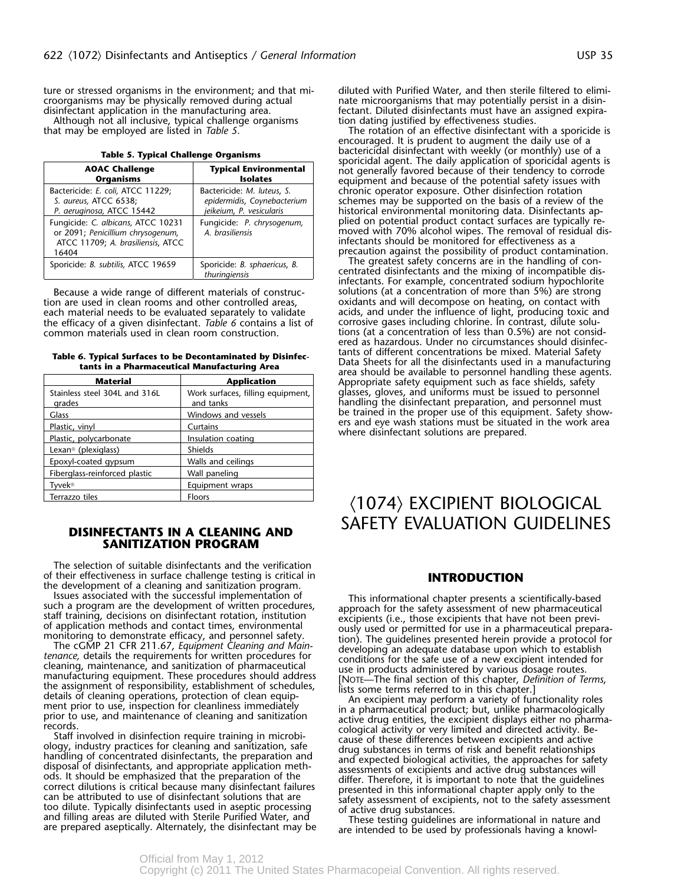ture or stressed organisms in the environment; and that microorganisms may be physically removed during actual disinfectant application in the manufacturing area.

Although not all inclusive, typical challenge organisms that may be employed are listed in *Table 5*.

**Table 5. Typical Challenge Organisms**

| AOAC Challenge Organisms | Typical Environmental Isolates |
|---|---|
| Bactericide: *E. coli*, ATCC 11229; *S. aureus*, ATCC 6538; *P. aeruginosa*, ATCC 15442 | Bactericide: *M. luteus*, *S. epidermidis*, *Coynebacterium jeikeium*, *P. vesicularis* |
| Fungicide: *C. albicans*, ATCC 10231 or 2091; *Penicillium chrysogenum*, ATCC 11709; *A. brasiliensis*, ATCC 16404 | Fungicide: *P. chrysogenum*, *A. brasiliensis* |
| Sporicide: *B. subtilis*, ATCC 19659 | Sporicide: *B. sphaericus*, *B. thuringiensis* |

Because a wide range of different materials of construction are used in clean rooms and other controlled areas, each material needs to be evaluated separately to validate the efficacy of a given disinfectant. *Table 6* contains a list of common materials used in clean room construction.

**Table 6. Typical Surfaces to be Decontaminated by Disinfectants in a Pharmaceutical Manufacturing Area**

| Material | Application |
|---|---|
| Stainless steel 304L and 316L grades | Work surfaces, filling equipment, and tanks |
| Glass | Windows and vessels |
| Plastic, vinyl | Curtains |
| Plastic, polycarbonate | Insulation coating |
| Lexan® (plexiglass) | Shields |
| Epoxyl-coated gypsum | Walls and ceilings |
| Fiberglass-reinforced plastic | Wall paneling |
| Tyvek® | Equipment wraps |
| Terrazzo tiles | Floors |

## DISINFECTANTS IN A CLEANING AND SANITIZATION PROGRAM

The selection of suitable disinfectants and the verification of their effectiveness in surface challenge testing is critical in the development of a cleaning and sanitization program.

Issues associated with the successful implementation of such a program are the development of written procedures, staff training, decisions on disinfectant rotation, institution of application methods and contact times, environmental monitoring to demonstrate efficacy, and personnel safety.

The cGMP 21 CFR 211.67, *Equipment Cleaning and Maintenance,* details the requirements for written procedures for cleaning, maintenance, and sanitization of pharmaceutical manufacturing equipment. These procedures should address the assignment of responsibility, establishment of schedules, details of cleaning operations, protection of clean equipment prior to use, inspection for cleanliness immediately prior to use, and maintenance of cleaning and sanitization records.

Staff involved in disinfection require training in microbiology, industry practices for cleaning and sanitization, safe handling of concentrated disinfectants, the preparation and disposal of disinfectants, and appropriate application methods. It should be emphasized that the preparation of the correct dilutions is critical because many disinfectant failures can be attributed to use of disinfectant solutions that are too dilute. Typically disinfectants used in aseptic processing and filling areas are diluted with Sterile Purified Water, and are prepared aseptically. Alternately, the disinfectant may be diluted with Purified Water, and then sterile filtered to eliminate microorganisms that may potentially persist in a disinfectant. Diluted disinfectants must have an assigned expiration dating justified by effectiveness studies.

The rotation of an effective disinfectant with a sporicide is encouraged. It is prudent to augment the daily use of a bactericidal disinfectant with weekly (or monthly) use of a sporicidal agent. The daily application of sporicidal agents is not generally favored because of their tendency to corrode equipment and because of the potential safety issues with chronic operator exposure. Other disinfection rotation schemes may be supported on the basis of a review of the historical environmental monitoring data. Disinfectants applied on potential product contact surfaces are typically removed with 70% alcohol wipes. The removal of residual disinfectants should be monitored for effectiveness as a precaution against the possibility of product contamination.

The greatest safety concerns are in the handling of concentrated disinfectants and the mixing of incompatible disinfectants. For example, concentrated sodium hypochlorite solutions (at a concentration of more than 5%) are strong oxidants and will decompose on heating, on contact with acids, and under the influence of light, producing toxic and corrosive gases including chlorine. In contrast, dilute solutions (at a concentration of less than 0.5%) are not considered as hazardous. Under no circumstances should disinfectants of different concentrations be mixed. Material Safety Data Sheets for all the disinfectants used in a manufacturing area should be available to personnel handling these agents. Appropriate safety equipment such as face shields, safety glasses, gloves, and uniforms must be issued to personnel handling the disinfectant preparation, and personnel must be trained in the proper use of this equipment. Safety showers and eye wash stations must be situated in the work area where disinfectant solutions are prepared.

# ⟨1074⟩ EXCIPIENT BIOLOGICAL SAFETY EVALUATION GUIDELINES

## INTRODUCTION

This informational chapter presents a scientifically-based approach for the safety assessment of new pharmaceutical excipients (i.e., those excipients that have not been previously used or permitted for use in a pharmaceutical preparation). The guidelines presented herein provide a protocol for developing an adequate database upon which to establish conditions for the safe use of a new excipient intended for use in products administered by various dosage routes. [NOTE—The final section of this chapter, *Definition of Terms*, lists some terms referred to in this chapter.]

An excipient may perform a variety of functionality roles in a pharmaceutical product; but, unlike pharmacologically active drug entities, the excipient displays either no pharmacological activity or very limited and directed activity. Because of these differences between excipients and active drug substances in terms of risk and benefit relationships and expected biological activities, the approaches for safety assessments of excipients and active drug substances will differ. Therefore, it is important to note that the guidelines presented in this informational chapter apply only to the safety assessment of excipients, not to the safety assessment of active drug substances.

These testing guidelines are informational in nature and are intended to be used by professionals having a knowl-